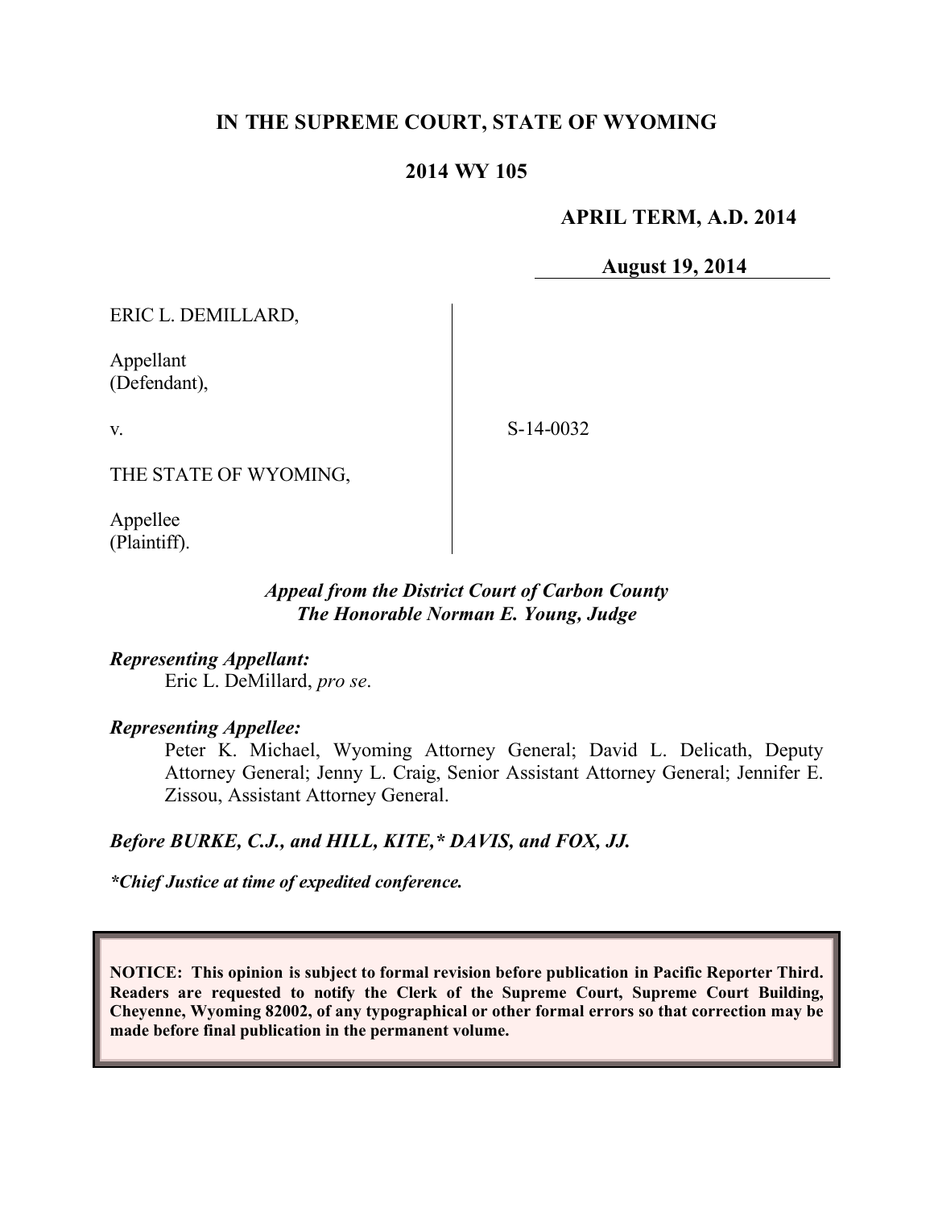**IN THE SUPREME COURT, STATE OF WYOMING**

**2014 WY 105**

**APRIL TERM, A.D. 2014**

**August 19, 2014**

ERIC L. DEMILLARD,

Appellant
(Defendant),

v.

S-14-0032

THE STATE OF WYOMING,

Appellee
(Plaintiff).

***Appeal from the District Court of Carbon County***
***The Honorable Norman E. Young, Judge***

***Representing Appellant:***
Eric L. DeMillard, *pro se*.

***Representing Appellee:***
Peter K. Michael, Wyoming Attorney General; David L. Delicath, Deputy Attorney General; Jenny L. Craig, Senior Assistant Attorney General; Jennifer E. Zissou, Assistant Attorney General.

***Before BURKE, C.J., and HILL, KITE,\* DAVIS, and FOX, JJ.***

*\*Chief Justice at time of expedited conference.*

**NOTICE: This opinion is subject to formal revision before publication in Pacific Reporter Third. Readers are requested to notify the Clerk of the Supreme Court, Supreme Court Building, Cheyenne, Wyoming 82002, of any typographical or other formal errors so that correction may be made before final publication in the permanent volume.**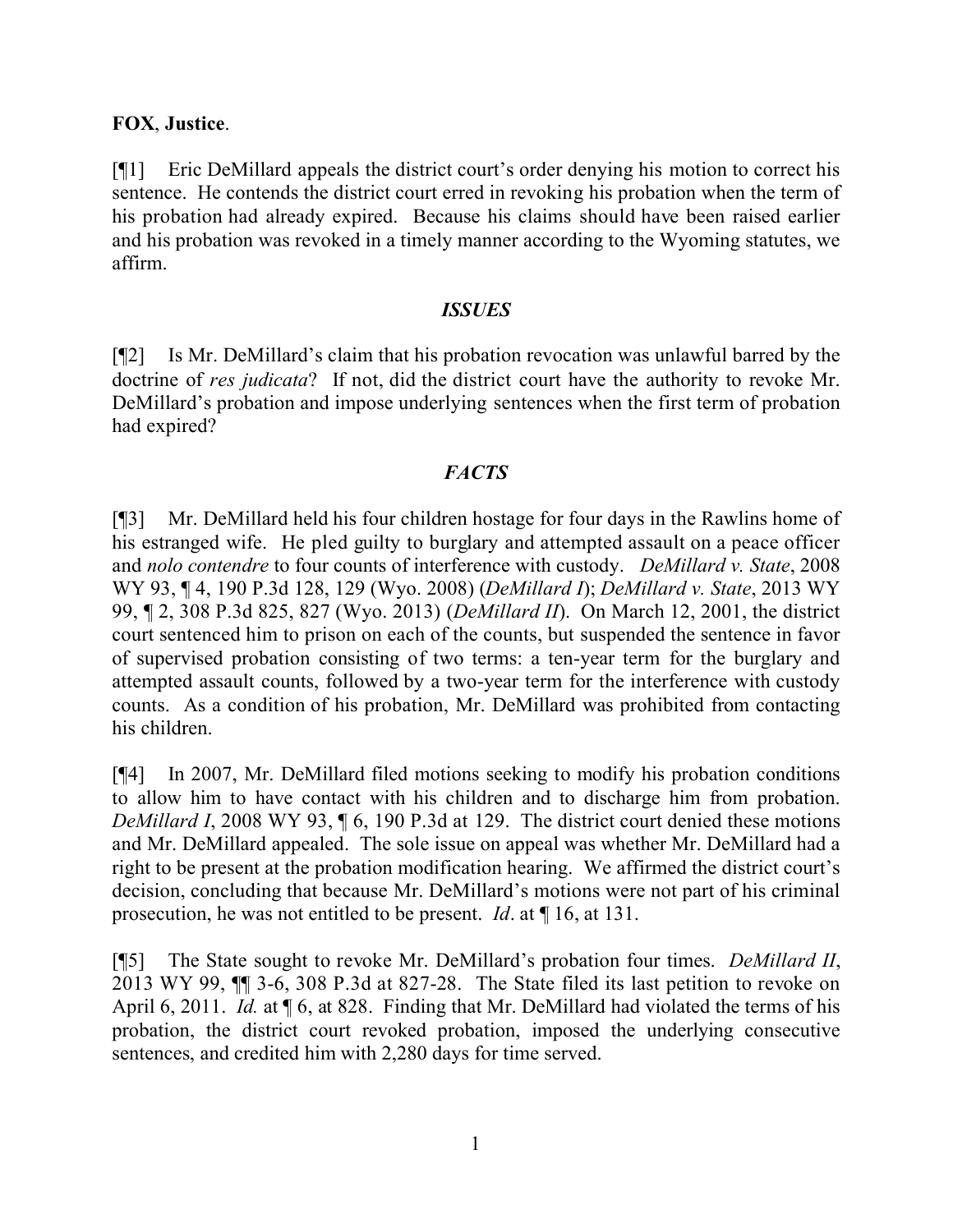**FOX**, **Justice**.

[¶1] Eric DeMillard appeals the district court's order denying his motion to correct his sentence. He contends the district court erred in revoking his probation when the term of his probation had already expired. Because his claims should have been raised earlier and his probation was revoked in a timely manner according to the Wyoming statutes, we affirm.

## *ISSUES*

[¶2] Is Mr. DeMillard's claim that his probation revocation was unlawful barred by the doctrine of *res judicata*? If not, did the district court have the authority to revoke Mr. DeMillard's probation and impose underlying sentences when the first term of probation had expired?

## *FACTS*

[¶3] Mr. DeMillard held his four children hostage for four days in the Rawlins home of his estranged wife. He pled guilty to burglary and attempted assault on a peace officer and *nolo contendre* to four counts of interference with custody. *DeMillard v. State*, 2008 WY 93, ¶ 4, 190 P.3d 128, 129 (Wyo. 2008) (*DeMillard I*); *DeMillard v. State*, 2013 WY 99, ¶ 2, 308 P.3d 825, 827 (Wyo. 2013) (*DeMillard II*). On March 12, 2001, the district court sentenced him to prison on each of the counts, but suspended the sentence in favor of supervised probation consisting of two terms: a ten-year term for the burglary and attempted assault counts, followed by a two-year term for the interference with custody counts. As a condition of his probation, Mr. DeMillard was prohibited from contacting his children.

[¶4] In 2007, Mr. DeMillard filed motions seeking to modify his probation conditions to allow him to have contact with his children and to discharge him from probation. *DeMillard I*, 2008 WY 93, ¶ 6, 190 P.3d at 129. The district court denied these motions and Mr. DeMillard appealed. The sole issue on appeal was whether Mr. DeMillard had a right to be present at the probation modification hearing. We affirmed the district court's decision, concluding that because Mr. DeMillard's motions were not part of his criminal prosecution, he was not entitled to be present. *Id*. at ¶ 16, at 131.

[¶5] The State sought to revoke Mr. DeMillard's probation four times. *DeMillard II*, 2013 WY 99, ¶¶ 3-6, 308 P.3d at 827-28. The State filed its last petition to revoke on April 6, 2011. *Id.* at ¶ 6, at 828. Finding that Mr. DeMillard had violated the terms of his probation, the district court revoked probation, imposed the underlying consecutive sentences, and credited him with 2,280 days for time served.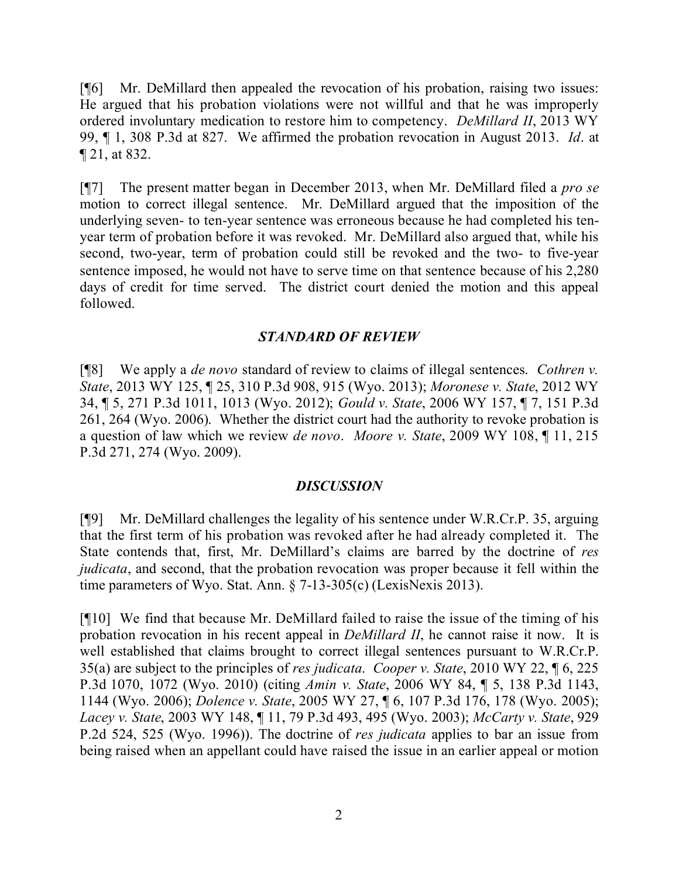[¶6] Mr. DeMillard then appealed the revocation of his probation, raising two issues: He argued that his probation violations were not willful and that he was improperly ordered involuntary medication to restore him to competency. *DeMillard II*, 2013 WY 99, ¶ 1, 308 P.3d at 827. We affirmed the probation revocation in August 2013. *Id*. at ¶ 21, at 832.

[¶7] The present matter began in December 2013, when Mr. DeMillard filed a *pro se* motion to correct illegal sentence. Mr. DeMillard argued that the imposition of the underlying seven- to ten-year sentence was erroneous because he had completed his ten-year term of probation before it was revoked. Mr. DeMillard also argued that, while his second, two-year, term of probation could still be revoked and the two- to five-year sentence imposed, he would not have to serve time on that sentence because of his 2,280 days of credit for time served. The district court denied the motion and this appeal followed.

## *STANDARD OF REVIEW*

[¶8] We apply a *de novo* standard of review to claims of illegal sentences. *Cothren v. State*, 2013 WY 125, ¶ 25, 310 P.3d 908, 915 (Wyo. 2013); *Moronese v. State*, 2012 WY 34, ¶ 5, 271 P.3d 1011, 1013 (Wyo. 2012); *Gould v. State*, 2006 WY 157, ¶ 7, 151 P.3d 261, 264 (Wyo. 2006). Whether the district court had the authority to revoke probation is a question of law which we review *de novo*. *Moore v. State*, 2009 WY 108, ¶ 11, 215 P.3d 271, 274 (Wyo. 2009).

## *DISCUSSION*

[¶9] Mr. DeMillard challenges the legality of his sentence under W.R.Cr.P. 35, arguing that the first term of his probation was revoked after he had already completed it. The State contends that, first, Mr. DeMillard's claims are barred by the doctrine of *res judicata*, and second, that the probation revocation was proper because it fell within the time parameters of Wyo. Stat. Ann. § 7-13-305(c) (LexisNexis 2013).

[¶10] We find that because Mr. DeMillard failed to raise the issue of the timing of his probation revocation in his recent appeal in *DeMillard II*, he cannot raise it now. It is well established that claims brought to correct illegal sentences pursuant to W.R.Cr.P. 35(a) are subject to the principles of *res judicata*. *Cooper v. State*, 2010 WY 22, ¶ 6, 225 P.3d 1070, 1072 (Wyo. 2010) (citing *Amin v. State*, 2006 WY 84, ¶ 5, 138 P.3d 1143, 1144 (Wyo. 2006); *Dolence v. State*, 2005 WY 27, ¶ 6, 107 P.3d 176, 178 (Wyo. 2005); *Lacey v. State*, 2003 WY 148, ¶ 11, 79 P.3d 493, 495 (Wyo. 2003); *McCarty v. State*, 929 P.2d 524, 525 (Wyo. 1996)). The doctrine of *res judicata* applies to bar an issue from being raised when an appellant could have raised the issue in an earlier appeal or motion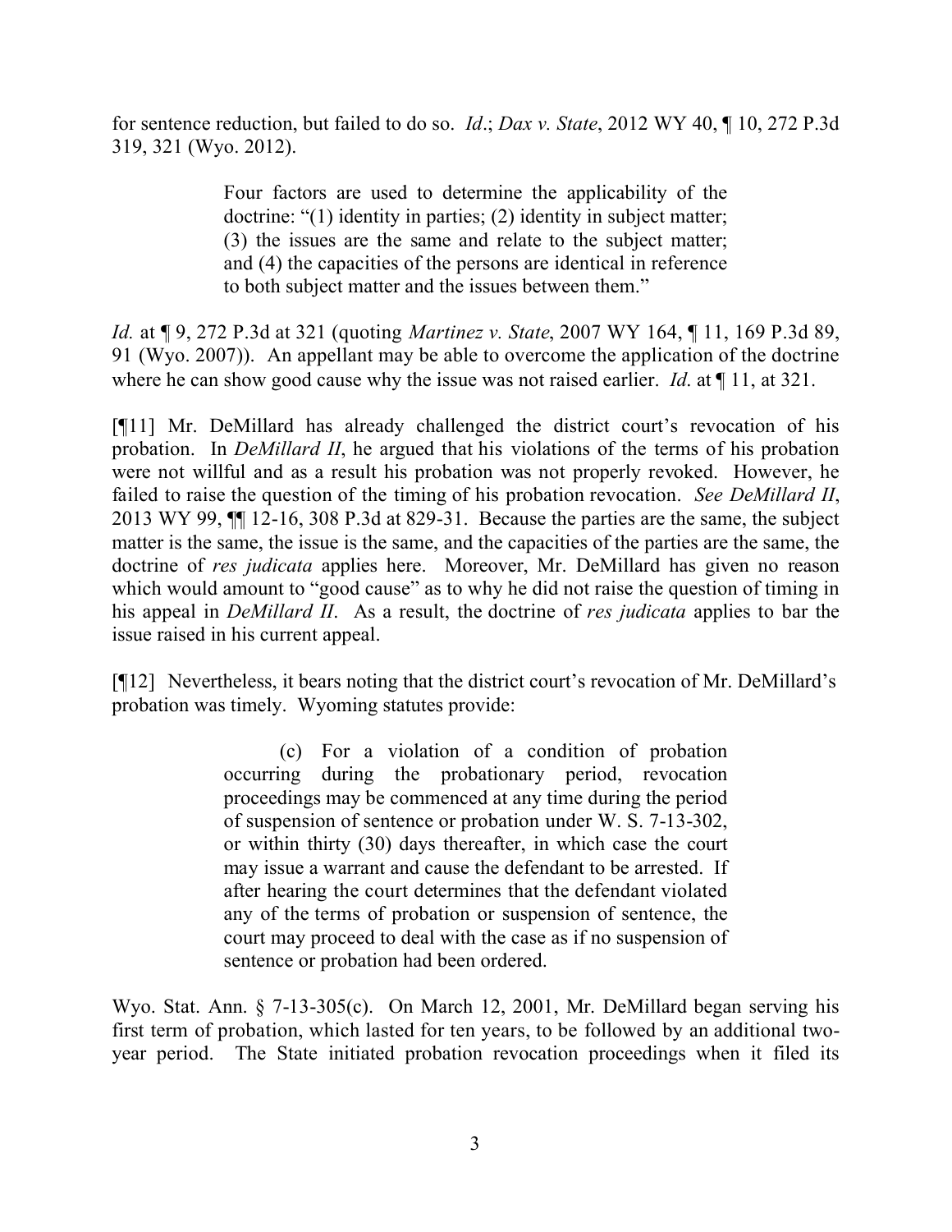for sentence reduction, but failed to do so. *Id*.; *Dax v. State*, 2012 WY 40, ¶ 10, 272 P.3d 319, 321 (Wyo. 2012).

> Four factors are used to determine the applicability of the doctrine: "(1) identity in parties; (2) identity in subject matter; (3) the issues are the same and relate to the subject matter; and (4) the capacities of the persons are identical in reference to both subject matter and the issues between them."

*Id.* at ¶ 9, 272 P.3d at 321 (quoting *Martinez v. State*, 2007 WY 164, ¶ 11, 169 P.3d 89, 91 (Wyo. 2007)). An appellant may be able to overcome the application of the doctrine where he can show good cause why the issue was not raised earlier. *Id.* at ¶ 11, at 321.

[¶11] Mr. DeMillard has already challenged the district court's revocation of his probation. In *DeMillard II*, he argued that his violations of the terms of his probation were not willful and as a result his probation was not properly revoked. However, he failed to raise the question of the timing of his probation revocation. *See DeMillard II*, 2013 WY 99, ¶¶ 12-16, 308 P.3d at 829-31. Because the parties are the same, the subject matter is the same, the issue is the same, and the capacities of the parties are the same, the doctrine of *res judicata* applies here. Moreover, Mr. DeMillard has given no reason which would amount to "good cause" as to why he did not raise the question of timing in his appeal in *DeMillard II*. As a result, the doctrine of *res judicata* applies to bar the issue raised in his current appeal.

[¶12] Nevertheless, it bears noting that the district court's revocation of Mr. DeMillard's probation was timely. Wyoming statutes provide:

> (c) For a violation of a condition of probation occurring during the probationary period, revocation proceedings may be commenced at any time during the period of suspension of sentence or probation under W. S. 7-13-302, or within thirty (30) days thereafter, in which case the court may issue a warrant and cause the defendant to be arrested. If after hearing the court determines that the defendant violated any of the terms of probation or suspension of sentence, the court may proceed to deal with the case as if no suspension of sentence or probation had been ordered.

Wyo. Stat. Ann. § 7-13-305(c). On March 12, 2001, Mr. DeMillard began serving his first term of probation, which lasted for ten years, to be followed by an additional two-year period. The State initiated probation revocation proceedings when it filed its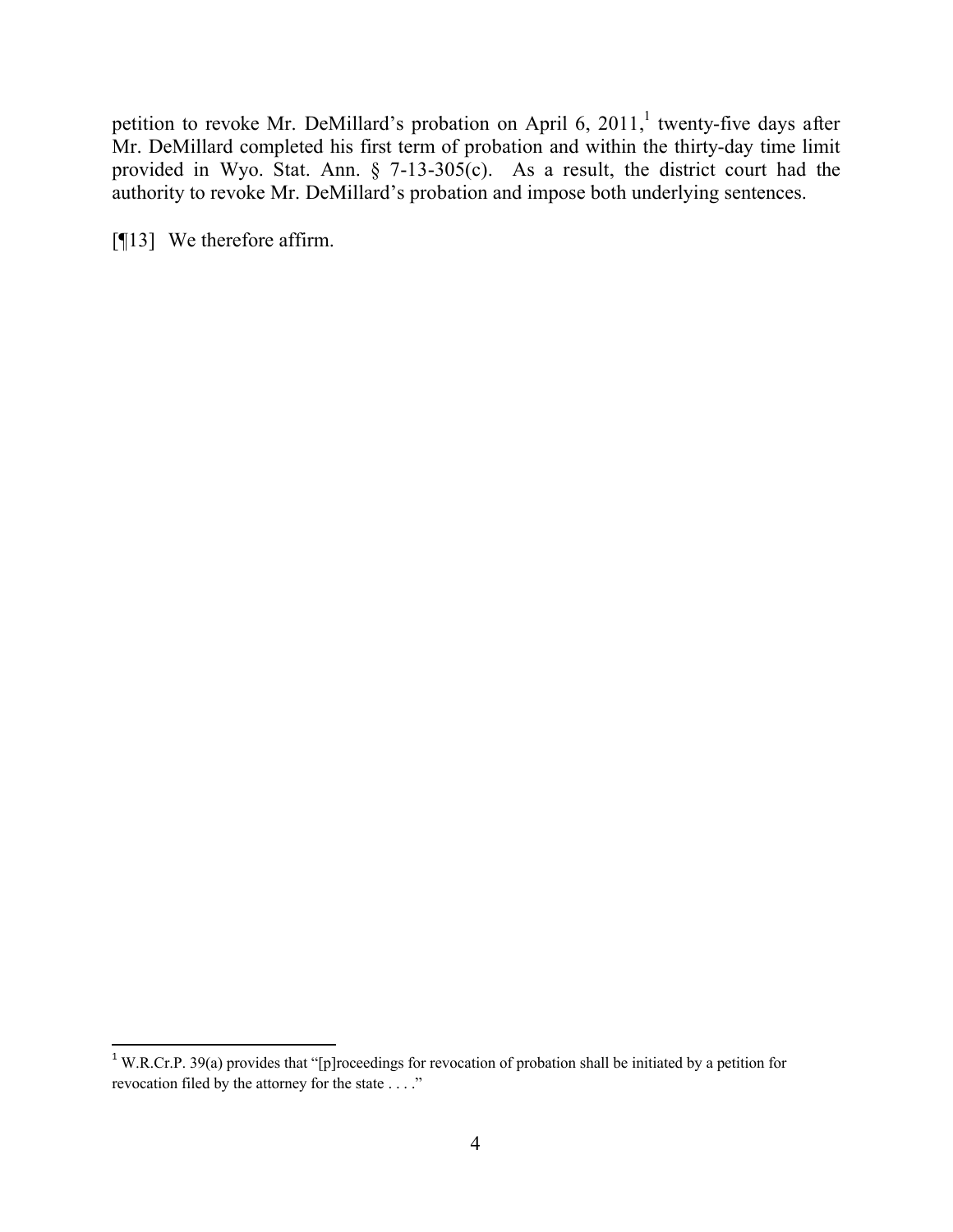petition to revoke Mr. DeMillard's probation on April 6, 2011,[1] twenty-five days after Mr. DeMillard completed his first term of probation and within the thirty-day time limit provided in Wyo. Stat. Ann. § 7-13-305(c). As a result, the district court had the authority to revoke Mr. DeMillard's probation and impose both underlying sentences.

[¶13] We therefore affirm.

---

[1] W.R.Cr.P. 39(a) provides that "[p]roceedings for revocation of probation shall be initiated by a petition for revocation filed by the attorney for the state . . . ."